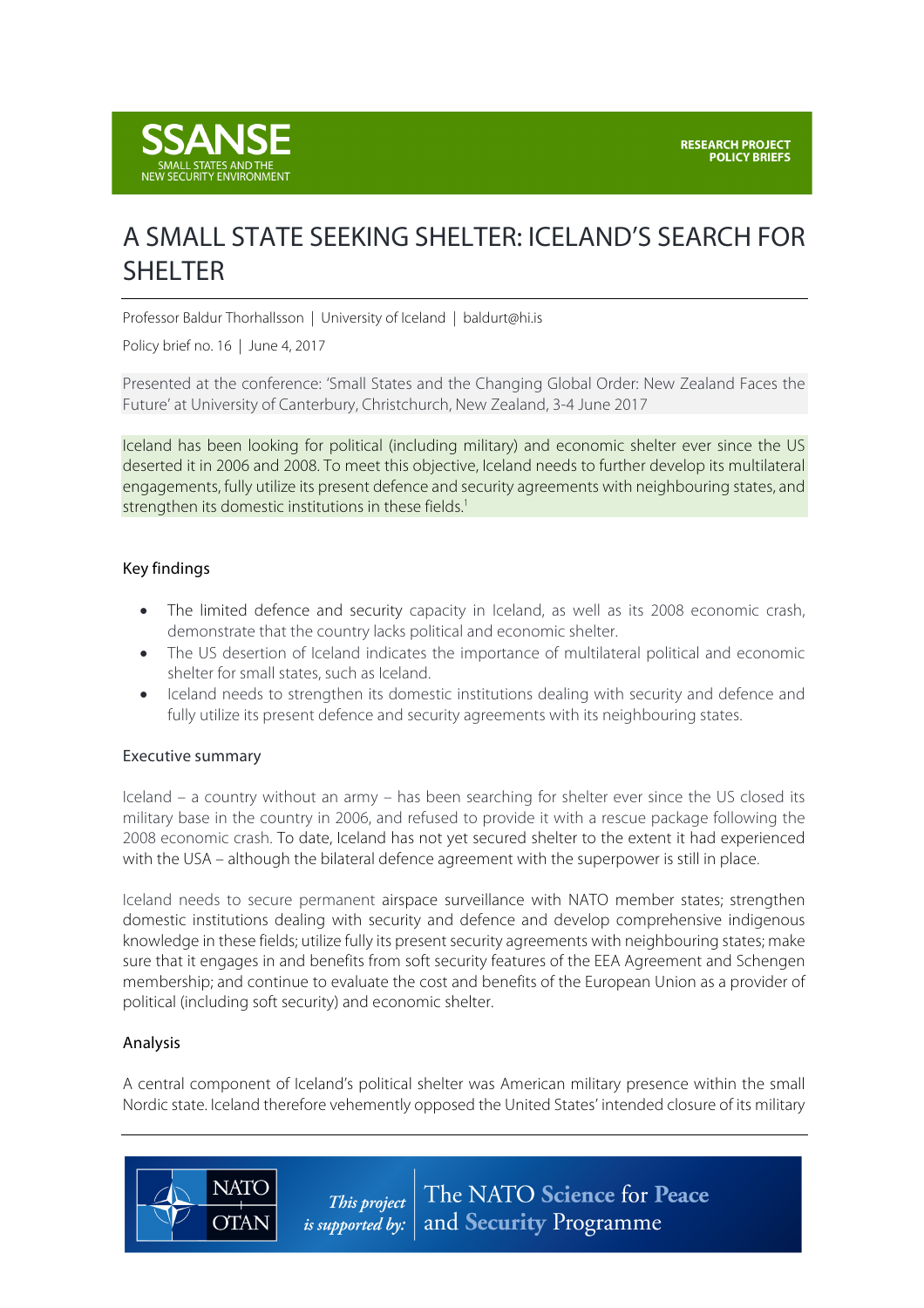SSANSE
SMALL STATES AND THE NEW SECURITY ENVIRONMENT

RESEARCH PROJECT POLICY BRIEFS

# A SMALL STATE SEEKING SHELTER: ICELAND'S SEARCH FOR SHELTER

Professor Baldur Thorhallsson | University of Iceland | baldurt@hi.is

Policy brief no. 16 | June 4, 2017

Presented at the conference: 'Small States and the Changing Global Order: New Zealand Faces the Future' at University of Canterbury, Christchurch, New Zealand, 3-4 June 2017

Iceland has been looking for political (including military) and economic shelter ever since the US deserted it in 2006 and 2008. To meet this objective, Iceland needs to further develop its multilateral engagements, fully utilize its present defence and security agreements with neighbouring states, and strengthen its domestic institutions in these fields.[1]

## Key findings

- The limited defence and security capacity in Iceland, as well as its 2008 economic crash, demonstrate that the country lacks political and economic shelter.
- The US desertion of Iceland indicates the importance of multilateral political and economic shelter for small states, such as Iceland.
- Iceland needs to strengthen its domestic institutions dealing with security and defence and fully utilize its present defence and security agreements with its neighbouring states.

## Executive summary

Iceland – a country without an army – has been searching for shelter ever since the US closed its military base in the country in 2006, and refused to provide it with a rescue package following the 2008 economic crash. To date, Iceland has not yet secured shelter to the extent it had experienced with the USA – although the bilateral defence agreement with the superpower is still in place.

Iceland needs to secure permanent airspace surveillance with NATO member states; strengthen domestic institutions dealing with security and defence and develop comprehensive indigenous knowledge in these fields; utilize fully its present security agreements with neighbouring states; make sure that it engages in and benefits from soft security features of the EEA Agreement and Schengen membership; and continue to evaluate the cost and benefits of the European Union as a provider of political (including soft security) and economic shelter.

## Analysis

A central component of Iceland's political shelter was American military presence within the small Nordic state. Iceland therefore vehemently opposed the United States' intended closure of its military

This project is supported by: The NATO Science for Peace and Security Programme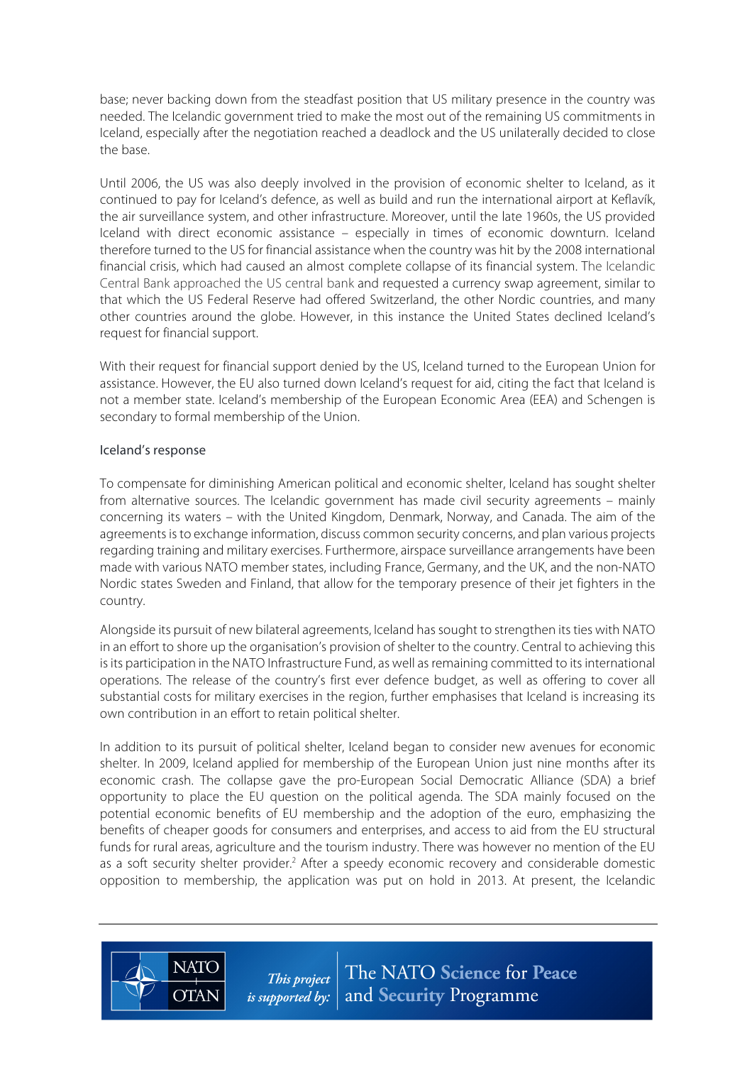base; never backing down from the steadfast position that US military presence in the country was needed. The Icelandic government tried to make the most out of the remaining US commitments in Iceland, especially after the negotiation reached a deadlock and the US unilaterally decided to close the base.

Until 2006, the US was also deeply involved in the provision of economic shelter to Iceland, as it continued to pay for Iceland's defence, as well as build and run the international airport at Keflavík, the air surveillance system, and other infrastructure. Moreover, until the late 1960s, the US provided Iceland with direct economic assistance – especially in times of economic downturn. Iceland therefore turned to the US for financial assistance when the country was hit by the 2008 international financial crisis, which had caused an almost complete collapse of its financial system. The Icelandic Central Bank approached the US central bank and requested a currency swap agreement, similar to that which the US Federal Reserve had offered Switzerland, the other Nordic countries, and many other countries around the globe. However, in this instance the United States declined Iceland's request for financial support.

With their request for financial support denied by the US, Iceland turned to the European Union for assistance. However, the EU also turned down Iceland's request for aid, citing the fact that Iceland is not a member state. Iceland's membership of the European Economic Area (EEA) and Schengen is secondary to formal membership of the Union.

## Iceland's response

To compensate for diminishing American political and economic shelter, Iceland has sought shelter from alternative sources. The Icelandic government has made civil security agreements – mainly concerning its waters – with the United Kingdom, Denmark, Norway, and Canada. The aim of the agreements is to exchange information, discuss common security concerns, and plan various projects regarding training and military exercises. Furthermore, airspace surveillance arrangements have been made with various NATO member states, including France, Germany, and the UK, and the non-NATO Nordic states Sweden and Finland, that allow for the temporary presence of their jet fighters in the country.

Alongside its pursuit of new bilateral agreements, Iceland has sought to strengthen its ties with NATO in an effort to shore up the organisation's provision of shelter to the country. Central to achieving this is its participation in the NATO Infrastructure Fund, as well as remaining committed to its international operations. The release of the country's first ever defence budget, as well as offering to cover all substantial costs for military exercises in the region, further emphasises that Iceland is increasing its own contribution in an effort to retain political shelter.

In addition to its pursuit of political shelter, Iceland began to consider new avenues for economic shelter. In 2009, Iceland applied for membership of the European Union just nine months after its economic crash. The collapse gave the pro-European Social Democratic Alliance (SDA) a brief opportunity to place the EU question on the political agenda. The SDA mainly focused on the potential economic benefits of EU membership and the adoption of the euro, emphasizing the benefits of cheaper goods for consumers and enterprises, and access to aid from the EU structural funds for rural areas, agriculture and the tourism industry. There was however no mention of the EU as a soft security shelter provider.[2] After a speedy economic recovery and considerable domestic opposition to membership, the application was put on hold in 2013. At present, the Icelandic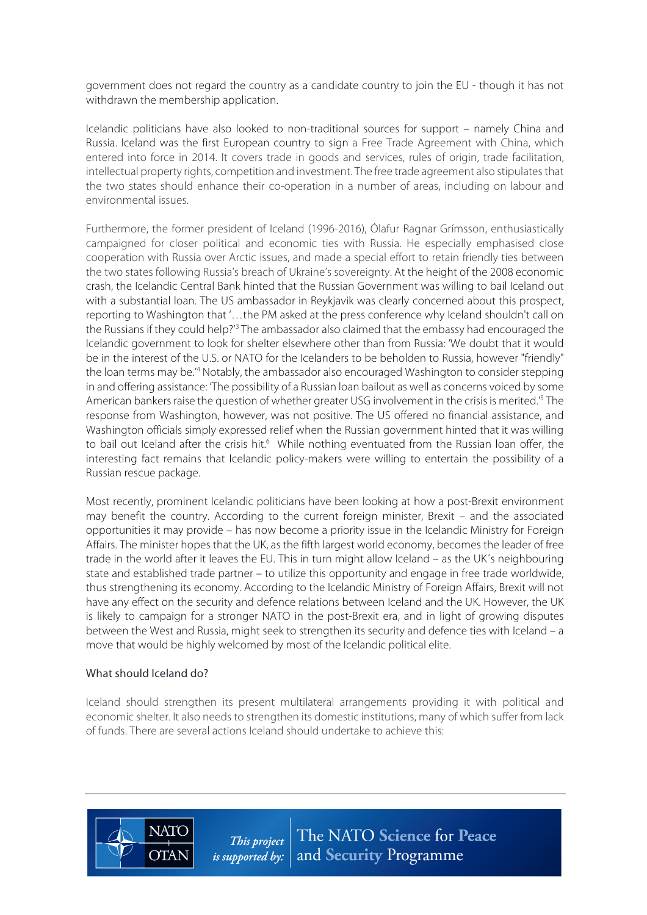government does not regard the country as a candidate country to join the EU - though it has not withdrawn the membership application.

Icelandic politicians have also looked to non-traditional sources for support – namely China and Russia. Iceland was the first European country to sign a Free Trade Agreement with China, which entered into force in 2014. It covers trade in goods and services, rules of origin, trade facilitation, intellectual property rights, competition and investment. The free trade agreement also stipulates that the two states should enhance their co-operation in a number of areas, including on labour and environmental issues.

Furthermore, the former president of Iceland (1996-2016), Ólafur Ragnar Grímsson, enthusiastically campaigned for closer political and economic ties with Russia. He especially emphasised close cooperation with Russia over Arctic issues, and made a special effort to retain friendly ties between the two states following Russia's breach of Ukraine's sovereignty. At the height of the 2008 economic crash, the Icelandic Central Bank hinted that the Russian Government was willing to bail Iceland out with a substantial loan. The US ambassador in Reykjavik was clearly concerned about this prospect, reporting to Washington that '…the PM asked at the press conference why Iceland shouldn't call on the Russians if they could help?'[3] The ambassador also claimed that the embassy had encouraged the Icelandic government to look for shelter elsewhere other than from Russia: 'We doubt that it would be in the interest of the U.S. or NATO for the Icelanders to be beholden to Russia, however "friendly" the loan terms may be.'[4] Notably, the ambassador also encouraged Washington to consider stepping in and offering assistance: 'The possibility of a Russian loan bailout as well as concerns voiced by some American bankers raise the question of whether greater USG involvement in the crisis is merited.'[5] The response from Washington, however, was not positive. The US offered no financial assistance, and Washington officials simply expressed relief when the Russian government hinted that it was willing to bail out Iceland after the crisis hit.[6] While nothing eventuated from the Russian loan offer, the interesting fact remains that Icelandic policy-makers were willing to entertain the possibility of a Russian rescue package.

Most recently, prominent Icelandic politicians have been looking at how a post-Brexit environment may benefit the country. According to the current foreign minister, Brexit – and the associated opportunities it may provide – has now become a priority issue in the Icelandic Ministry for Foreign Affairs. The minister hopes that the UK, as the fifth largest world economy, becomes the leader of free trade in the world after it leaves the EU. This in turn might allow Iceland – as the UK´s neighbouring state and established trade partner – to utilize this opportunity and engage in free trade worldwide, thus strengthening its economy. According to the Icelandic Ministry of Foreign Affairs, Brexit will not have any effect on the security and defence relations between Iceland and the UK. However, the UK is likely to campaign for a stronger NATO in the post-Brexit era, and in light of growing disputes between the West and Russia, might seek to strengthen its security and defence ties with Iceland – a move that would be highly welcomed by most of the Icelandic political elite.

## What should Iceland do?

Iceland should strengthen its present multilateral arrangements providing it with political and economic shelter. It also needs to strengthen its domestic institutions, many of which suffer from lack of funds. There are several actions Iceland should undertake to achieve this: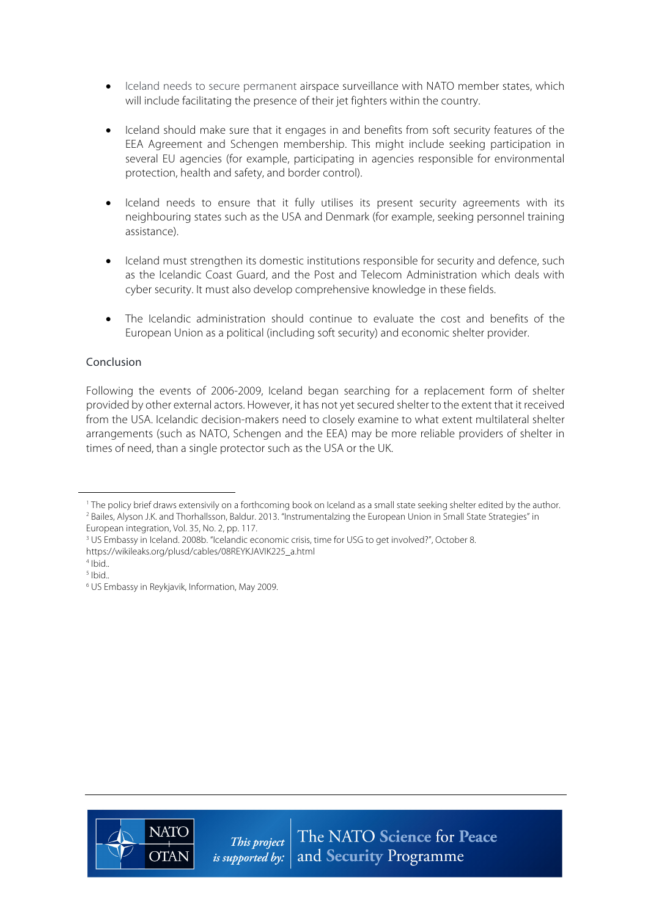- Iceland needs to secure permanent airspace surveillance with NATO member states, which will include facilitating the presence of their jet fighters within the country.

- Iceland should make sure that it engages in and benefits from soft security features of the EEA Agreement and Schengen membership. This might include seeking participation in several EU agencies (for example, participating in agencies responsible for environmental protection, health and safety, and border control).

- Iceland needs to ensure that it fully utilises its present security agreements with its neighbouring states such as the USA and Denmark (for example, seeking personnel training assistance).

- Iceland must strengthen its domestic institutions responsible for security and defence, such as the Icelandic Coast Guard, and the Post and Telecom Administration which deals with cyber security. It must also develop comprehensive knowledge in these fields.

- The Icelandic administration should continue to evaluate the cost and benefits of the European Union as a political (including soft security) and economic shelter provider.

## Conclusion

Following the events of 2006-2009, Iceland began searching for a replacement form of shelter provided by other external actors. However, it has not yet secured shelter to the extent that it received from the USA. Icelandic decision-makers need to closely examine to what extent multilateral shelter arrangements (such as NATO, Schengen and the EEA) may be more reliable providers of shelter in times of need, than a single protector such as the USA or the UK.

---

[1] The policy brief draws extensivily on a forthcoming book on Iceland as a small state seeking shelter edited by the author.
[2] Bailes, Alyson J.K. and Thorhallsson, Baldur. 2013. "Instrumentalzing the European Union in Small State Strategies" in European integration, Vol. 35, No. 2, pp. 117.
[3] US Embassy in Iceland. 2008b. "Icelandic economic crisis, time for USG to get involved?", October 8. https://wikileaks.org/plusd/cables/08REYKJAVIK225_a.html
[4] Ibid..
[5] Ibid..
[6] US Embassy in Reykjavik, Information, May 2009.

NATO OTAN

This project is supported by: The NATO Science for Peace and Security Programme